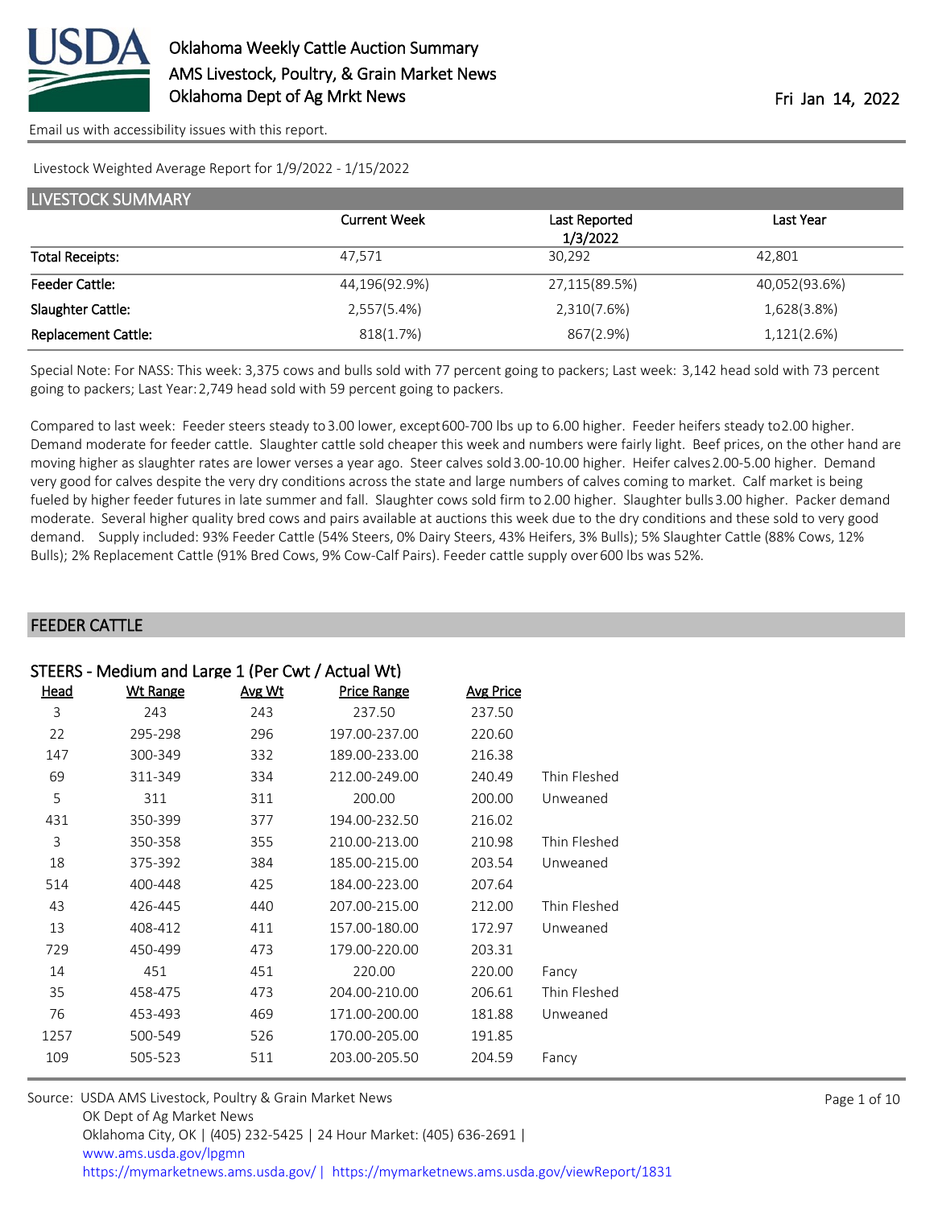Oklahoma Weekly Cattle Auction Summary
AMS Livestock, Poultry, & Grain Market News
Oklahoma Dept of Ag Mrkt News

Fri Jan 14, 2022

Email us with accessibility issues with this report.

Livestock Weighted Average Report for 1/9/2022 - 1/15/2022

## LIVESTOCK SUMMARY

| | Current Week | Last Reported 1/3/2022 | Last Year |
|---|---|---|---|
| Total Receipts: | 47,571 | 30,292 | 42,801 |
| Feeder Cattle: | 44,196(92.9%) | 27,115(89.5%) | 40,052(93.6%) |
| Slaughter Cattle: | 2,557(5.4%) | 2,310(7.6%) | 1,628(3.8%) |
| Replacement Cattle: | 818(1.7%) | 867(2.9%) | 1,121(2.6%) |

Special Note: For NASS: This week: 3,375 cows and bulls sold with 77 percent going to packers; Last week: 3,142 head sold with 73 percent going to packers; Last Year: 2,749 head sold with 59 percent going to packers.

Compared to last week: Feeder steers steady to 3.00 lower, except 600-700 lbs up to 6.00 higher. Feeder heifers steady to 2.00 higher. Demand moderate for feeder cattle. Slaughter cattle sold cheaper this week and numbers were fairly light. Beef prices, on the other hand are moving higher as slaughter rates are lower verses a year ago. Steer calves sold 3.00-10.00 higher. Heifer calves 2.00-5.00 higher. Demand very good for calves despite the very dry conditions across the state and large numbers of calves coming to market. Calf market is being fueled by higher feeder futures in late summer and fall. Slaughter cows sold firm to 2.00 higher. Slaughter bulls 3.00 higher. Packer demand moderate. Several higher quality bred cows and pairs available at auctions this week due to the dry conditions and these sold to very good demand. Supply included: 93% Feeder Cattle (54% Steers, 0% Dairy Steers, 43% Heifers, 3% Bulls); 5% Slaughter Cattle (88% Cows, 12% Bulls); 2% Replacement Cattle (91% Bred Cows, 9% Cow-Calf Pairs). Feeder cattle supply over 600 lbs was 52%.

## FEEDER CATTLE

### STEERS - Medium and Large 1 (Per Cwt / Actual Wt)

| Head | Wt Range | Avg Wt | Price Range | Avg Price | |
|---|---|---|---|---|---|
| 3 | 243 | 243 | 237.50 | 237.50 | |
| 22 | 295-298 | 296 | 197.00-237.00 | 220.60 | |
| 147 | 300-349 | 332 | 189.00-233.00 | 216.38 | |
| 69 | 311-349 | 334 | 212.00-249.00 | 240.49 | Thin Fleshed |
| 5 | 311 | 311 | 200.00 | 200.00 | Unweaned |
| 431 | 350-399 | 377 | 194.00-232.50 | 216.02 | |
| 3 | 350-358 | 355 | 210.00-213.00 | 210.98 | Thin Fleshed |
| 18 | 375-392 | 384 | 185.00-215.00 | 203.54 | Unweaned |
| 514 | 400-448 | 425 | 184.00-223.00 | 207.64 | |
| 43 | 426-445 | 440 | 207.00-215.00 | 212.00 | Thin Fleshed |
| 13 | 408-412 | 411 | 157.00-180.00 | 172.97 | Unweaned |
| 729 | 450-499 | 473 | 179.00-220.00 | 203.31 | |
| 14 | 451 | 451 | 220.00 | 220.00 | Fancy |
| 35 | 458-475 | 473 | 204.00-210.00 | 206.61 | Thin Fleshed |
| 76 | 453-493 | 469 | 171.00-200.00 | 181.88 | Unweaned |
| 1257 | 500-549 | 526 | 170.00-205.00 | 191.85 | |
| 109 | 505-523 | 511 | 203.00-205.50 | 204.59 | Fancy |

Source: USDA AMS Livestock, Poultry & Grain Market News
OK Dept of Ag Market News
Oklahoma City, OK | (405) 232-5425 | 24 Hour Market: (405) 636-2691 |
www.ams.usda.gov/lpgmn
https://mymarketnews.ams.usda.gov/ | https://mymarketnews.ams.usda.gov/viewReport/1831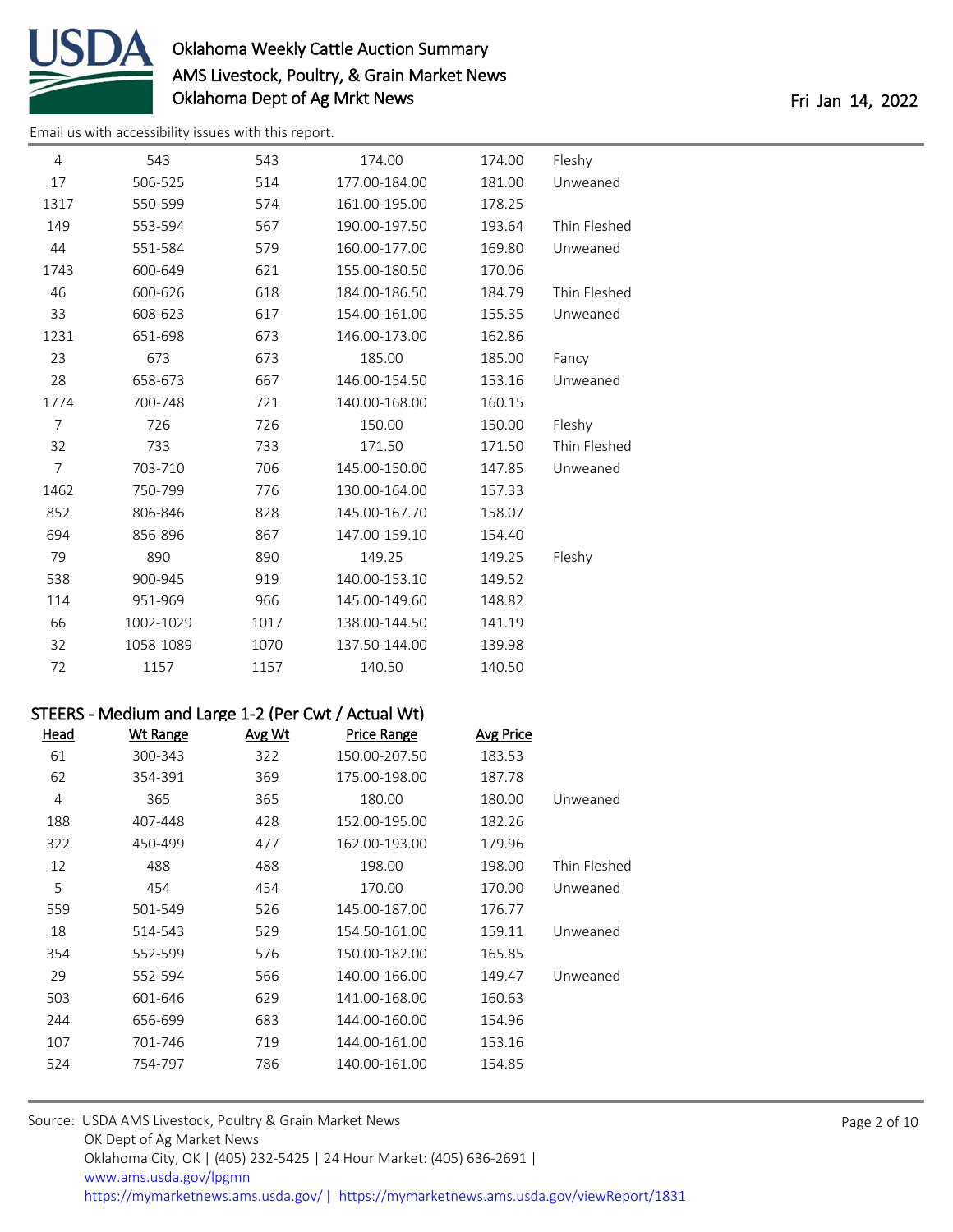Email us with accessibility issues with this report.

| Head | Wt Range | Avg Wt | Price Range | Avg Price | |
|---|---|---|---|---|---|
| 4 | 543 | 543 | 174.00 | 174.00 | Fleshy |
| 17 | 506-525 | 514 | 177.00-184.00 | 181.00 | Unweaned |
| 1317 | 550-599 | 574 | 161.00-195.00 | 178.25 | |
| 149 | 553-594 | 567 | 190.00-197.50 | 193.64 | Thin Fleshed |
| 44 | 551-584 | 579 | 160.00-177.00 | 169.80 | Unweaned |
| 1743 | 600-649 | 621 | 155.00-180.50 | 170.06 | |
| 46 | 600-626 | 618 | 184.00-186.50 | 184.79 | Thin Fleshed |
| 33 | 608-623 | 617 | 154.00-161.00 | 155.35 | Unweaned |
| 1231 | 651-698 | 673 | 146.00-173.00 | 162.86 | |
| 23 | 673 | 673 | 185.00 | 185.00 | Fancy |
| 28 | 658-673 | 667 | 146.00-154.50 | 153.16 | Unweaned |
| 1774 | 700-748 | 721 | 140.00-168.00 | 160.15 | |
| 7 | 726 | 726 | 150.00 | 150.00 | Fleshy |
| 32 | 733 | 733 | 171.50 | 171.50 | Thin Fleshed |
| 7 | 703-710 | 706 | 145.00-150.00 | 147.85 | Unweaned |
| 1462 | 750-799 | 776 | 130.00-164.00 | 157.33 | |
| 852 | 806-846 | 828 | 145.00-167.70 | 158.07 | |
| 694 | 856-896 | 867 | 147.00-159.10 | 154.40 | |
| 79 | 890 | 890 | 149.25 | 149.25 | Fleshy |
| 538 | 900-945 | 919 | 140.00-153.10 | 149.52 | |
| 114 | 951-969 | 966 | 145.00-149.60 | 148.82 | |
| 66 | 1002-1029 | 1017 | 138.00-144.50 | 141.19 | |
| 32 | 1058-1089 | 1070 | 137.50-144.00 | 139.98 | |
| 72 | 1157 | 1157 | 140.50 | 140.50 | |

## STEERS - Medium and Large 1-2 (Per Cwt / Actual Wt)

| Head | Wt Range | Avg Wt | Price Range | Avg Price | |
|---|---|---|---|---|---|
| 61 | 300-343 | 322 | 150.00-207.50 | 183.53 | |
| 62 | 354-391 | 369 | 175.00-198.00 | 187.78 | |
| 4 | 365 | 365 | 180.00 | 180.00 | Unweaned |
| 188 | 407-448 | 428 | 152.00-195.00 | 182.26 | |
| 322 | 450-499 | 477 | 162.00-193.00 | 179.96 | |
| 12 | 488 | 488 | 198.00 | 198.00 | Thin Fleshed |
| 5 | 454 | 454 | 170.00 | 170.00 | Unweaned |
| 559 | 501-549 | 526 | 145.00-187.00 | 176.77 | |
| 18 | 514-543 | 529 | 154.50-161.00 | 159.11 | Unweaned |
| 354 | 552-599 | 576 | 150.00-182.00 | 165.85 | |
| 29 | 552-594 | 566 | 140.00-166.00 | 149.47 | Unweaned |
| 503 | 601-646 | 629 | 141.00-168.00 | 160.63 | |
| 244 | 656-699 | 683 | 144.00-160.00 | 154.96 | |
| 107 | 701-746 | 719 | 144.00-161.00 | 153.16 | |
| 524 | 754-797 | 786 | 140.00-161.00 | 154.85 | |

Source: USDA AMS Livestock, Poultry & Grain Market News
OK Dept of Ag Market News
Oklahoma City, OK | (405) 232-5425 | 24 Hour Market: (405) 636-2691 |
www.ams.usda.gov/lpgmn
https://mymarketnews.ams.usda.gov/ | https://mymarketnews.ams.usda.gov/viewReport/1831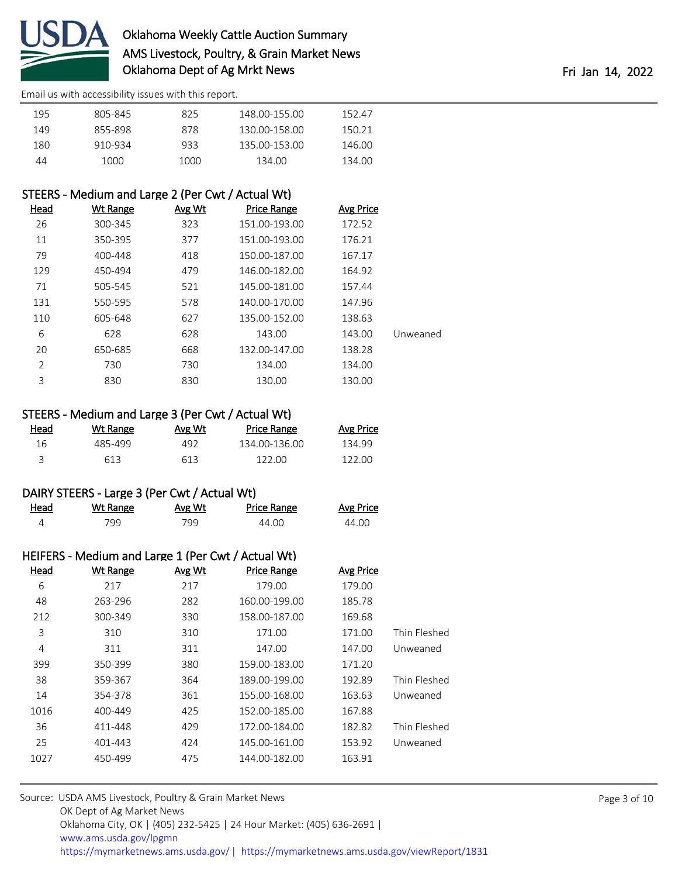| Head | Wt Range | Avg Wt | Price Range | Avg Price | |
|---|---|---|---|---|---|
| 195 | 805-845 | 825 | 148.00-155.00 | 152.47 | |
| 149 | 855-898 | 878 | 130.00-158.00 | 150.21 | |
| 180 | 910-934 | 933 | 135.00-153.00 | 146.00 | |
| 44 | 1000 | 1000 | 134.00 | 134.00 | |

## STEERS - Medium and Large 2 (Per Cwt / Actual Wt)

| Head | Wt Range | Avg Wt | Price Range | Avg Price | |
|---|---|---|---|---|---|
| 26 | 300-345 | 323 | 151.00-193.00 | 172.52 | |
| 11 | 350-395 | 377 | 151.00-193.00 | 176.21 | |
| 79 | 400-448 | 418 | 150.00-187.00 | 167.17 | |
| 129 | 450-494 | 479 | 146.00-182.00 | 164.92 | |
| 71 | 505-545 | 521 | 145.00-181.00 | 157.44 | |
| 131 | 550-595 | 578 | 140.00-170.00 | 147.96 | |
| 110 | 605-648 | 627 | 135.00-152.00 | 138.63 | |
| 6 | 628 | 628 | 143.00 | 143.00 | Unweaned |
| 20 | 650-685 | 668 | 132.00-147.00 | 138.28 | |
| 2 | 730 | 730 | 134.00 | 134.00 | |
| 3 | 830 | 830 | 130.00 | 130.00 | |

## STEERS - Medium and Large 3 (Per Cwt / Actual Wt)

| Head | Wt Range | Avg Wt | Price Range | Avg Price |
|---|---|---|---|---|
| 16 | 485-499 | 492 | 134.00-136.00 | 134.99 |
| 3 | 613 | 613 | 122.00 | 122.00 |

## DAIRY STEERS - Large 3 (Per Cwt / Actual Wt)

| Head | Wt Range | Avg Wt | Price Range | Avg Price |
|---|---|---|---|---|
| 4 | 799 | 799 | 44.00 | 44.00 |

## HEIFERS - Medium and Large 1 (Per Cwt / Actual Wt)

| Head | Wt Range | Avg Wt | Price Range | Avg Price | |
|---|---|---|---|---|---|
| 6 | 217 | 217 | 179.00 | 179.00 | |
| 48 | 263-296 | 282 | 160.00-199.00 | 185.78 | |
| 212 | 300-349 | 330 | 158.00-187.00 | 169.68 | |
| 3 | 310 | 310 | 171.00 | 171.00 | Thin Fleshed |
| 4 | 311 | 311 | 147.00 | 147.00 | Unweaned |
| 399 | 350-399 | 380 | 159.00-183.00 | 171.20 | |
| 38 | 359-367 | 364 | 189.00-199.00 | 192.89 | Thin Fleshed |
| 14 | 354-378 | 361 | 155.00-168.00 | 163.63 | Unweaned |
| 1016 | 400-449 | 425 | 152.00-185.00 | 167.88 | |
| 36 | 411-448 | 429 | 172.00-184.00 | 182.82 | Thin Fleshed |
| 25 | 401-443 | 424 | 145.00-161.00 | 153.92 | Unweaned |
| 1027 | 450-499 | 475 | 144.00-182.00 | 163.91 | |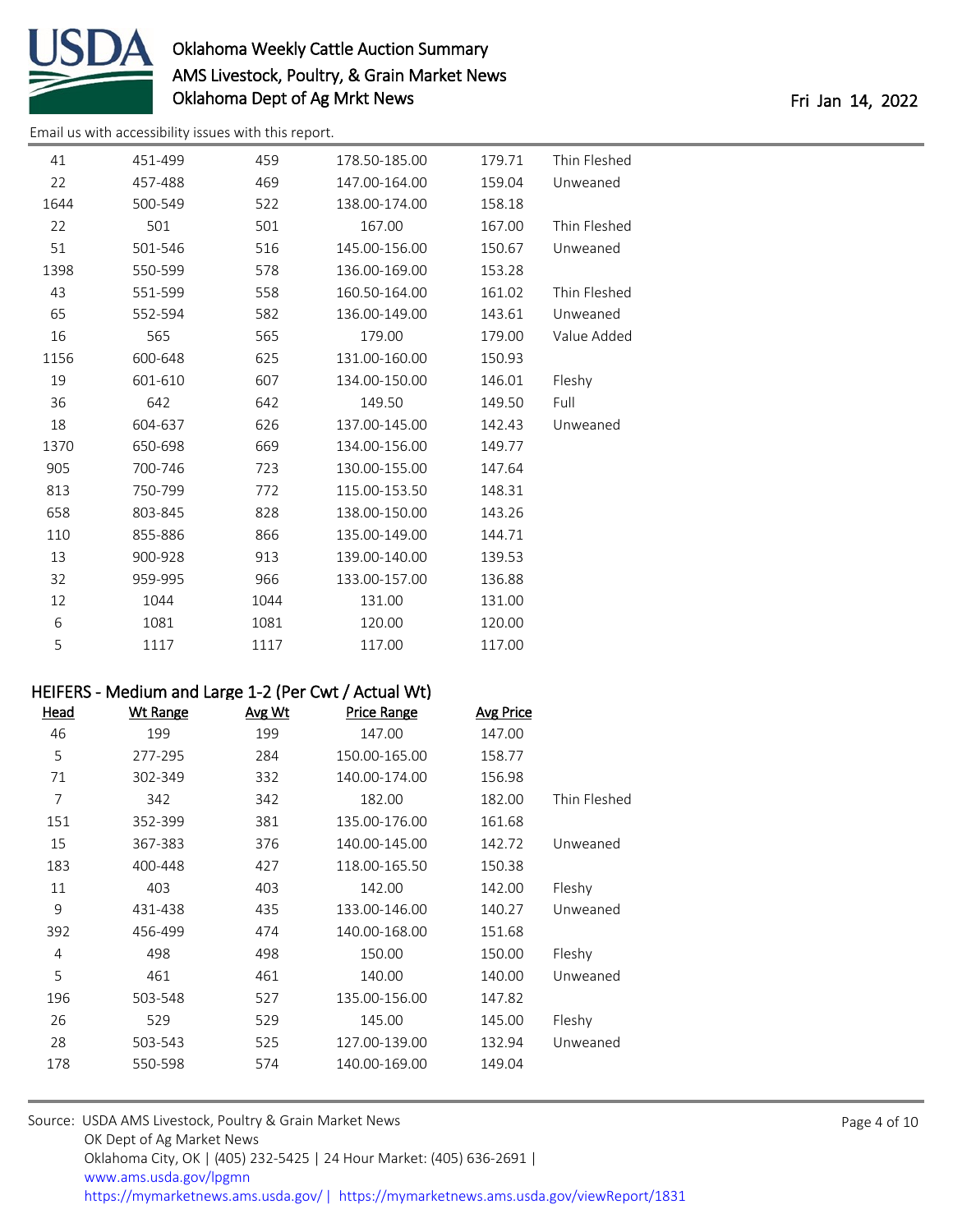Email us with accessibility issues with this report.

| Head | Wt Range | Avg Wt | Price Range | Avg Price | |
|---|---|---|---|---|---|
| 41 | 451-499 | 459 | 178.50-185.00 | 179.71 | Thin Fleshed |
| 22 | 457-488 | 469 | 147.00-164.00 | 159.04 | Unweaned |
| 1644 | 500-549 | 522 | 138.00-174.00 | 158.18 | |
| 22 | 501 | 501 | 167.00 | 167.00 | Thin Fleshed |
| 51 | 501-546 | 516 | 145.00-156.00 | 150.67 | Unweaned |
| 1398 | 550-599 | 578 | 136.00-169.00 | 153.28 | |
| 43 | 551-599 | 558 | 160.50-164.00 | 161.02 | Thin Fleshed |
| 65 | 552-594 | 582 | 136.00-149.00 | 143.61 | Unweaned |
| 16 | 565 | 565 | 179.00 | 179.00 | Value Added |
| 1156 | 600-648 | 625 | 131.00-160.00 | 150.93 | |
| 19 | 601-610 | 607 | 134.00-150.00 | 146.01 | Fleshy |
| 36 | 642 | 642 | 149.50 | 149.50 | Full |
| 18 | 604-637 | 626 | 137.00-145.00 | 142.43 | Unweaned |
| 1370 | 650-698 | 669 | 134.00-156.00 | 149.77 | |
| 905 | 700-746 | 723 | 130.00-155.00 | 147.64 | |
| 813 | 750-799 | 772 | 115.00-153.50 | 148.31 | |
| 658 | 803-845 | 828 | 138.00-150.00 | 143.26 | |
| 110 | 855-886 | 866 | 135.00-149.00 | 144.71 | |
| 13 | 900-928 | 913 | 139.00-140.00 | 139.53 | |
| 32 | 959-995 | 966 | 133.00-157.00 | 136.88 | |
| 12 | 1044 | 1044 | 131.00 | 131.00 | |
| 6 | 1081 | 1081 | 120.00 | 120.00 | |
| 5 | 1117 | 1117 | 117.00 | 117.00 | |

## HEIFERS - Medium and Large 1-2 (Per Cwt / Actual Wt)

| Head | Wt Range | Avg Wt | Price Range | Avg Price | |
|---|---|---|---|---|---|
| 46 | 199 | 199 | 147.00 | 147.00 | |
| 5 | 277-295 | 284 | 150.00-165.00 | 158.77 | |
| 71 | 302-349 | 332 | 140.00-174.00 | 156.98 | |
| 7 | 342 | 342 | 182.00 | 182.00 | Thin Fleshed |
| 151 | 352-399 | 381 | 135.00-176.00 | 161.68 | |
| 15 | 367-383 | 376 | 140.00-145.00 | 142.72 | Unweaned |
| 183 | 400-448 | 427 | 118.00-165.50 | 150.38 | |
| 11 | 403 | 403 | 142.00 | 142.00 | Fleshy |
| 9 | 431-438 | 435 | 133.00-146.00 | 140.27 | Unweaned |
| 392 | 456-499 | 474 | 140.00-168.00 | 151.68 | |
| 4 | 498 | 498 | 150.00 | 150.00 | Fleshy |
| 5 | 461 | 461 | 140.00 | 140.00 | Unweaned |
| 196 | 503-548 | 527 | 135.00-156.00 | 147.82 | |
| 26 | 529 | 529 | 145.00 | 145.00 | Fleshy |
| 28 | 503-543 | 525 | 127.00-139.00 | 132.94 | Unweaned |
| 178 | 550-598 | 574 | 140.00-169.00 | 149.04 | |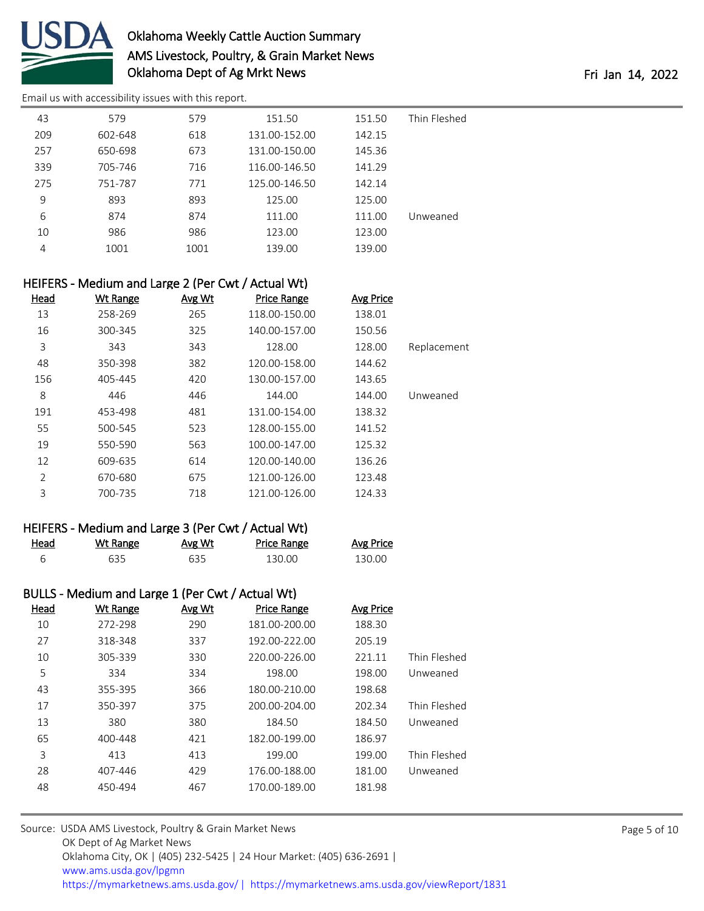| Head | Wt Range | Avg Wt | Price Range | Avg Price | |
|---|---|---|---|---|---|
| 43 | 579 | 579 | 151.50 | 151.50 | Thin Fleshed |
| 209 | 602-648 | 618 | 131.00-152.00 | 142.15 | |
| 257 | 650-698 | 673 | 131.00-150.00 | 145.36 | |
| 339 | 705-746 | 716 | 116.00-146.50 | 141.29 | |
| 275 | 751-787 | 771 | 125.00-146.50 | 142.14 | |
| 9 | 893 | 893 | 125.00 | 125.00 | |
| 6 | 874 | 874 | 111.00 | 111.00 | Unweaned |
| 10 | 986 | 986 | 123.00 | 123.00 | |
| 4 | 1001 | 1001 | 139.00 | 139.00 | |

## HEIFERS - Medium and Large 2 (Per Cwt / Actual Wt)

| Head | Wt Range | Avg Wt | Price Range | Avg Price | |
|---|---|---|---|---|---|
| 13 | 258-269 | 265 | 118.00-150.00 | 138.01 | |
| 16 | 300-345 | 325 | 140.00-157.00 | 150.56 | |
| 3 | 343 | 343 | 128.00 | 128.00 | Replacement |
| 48 | 350-398 | 382 | 120.00-158.00 | 144.62 | |
| 156 | 405-445 | 420 | 130.00-157.00 | 143.65 | |
| 8 | 446 | 446 | 144.00 | 144.00 | Unweaned |
| 191 | 453-498 | 481 | 131.00-154.00 | 138.32 | |
| 55 | 500-545 | 523 | 128.00-155.00 | 141.52 | |
| 19 | 550-590 | 563 | 100.00-147.00 | 125.32 | |
| 12 | 609-635 | 614 | 120.00-140.00 | 136.26 | |
| 2 | 670-680 | 675 | 121.00-126.00 | 123.48 | |
| 3 | 700-735 | 718 | 121.00-126.00 | 124.33 | |

## HEIFERS - Medium and Large 3 (Per Cwt / Actual Wt)

| Head | Wt Range | Avg Wt | Price Range | Avg Price |
|---|---|---|---|---|
| 6 | 635 | 635 | 130.00 | 130.00 |

## BULLS - Medium and Large 1 (Per Cwt / Actual Wt)

| Head | Wt Range | Avg Wt | Price Range | Avg Price | |
|---|---|---|---|---|---|
| 10 | 272-298 | 290 | 181.00-200.00 | 188.30 | |
| 27 | 318-348 | 337 | 192.00-222.00 | 205.19 | |
| 10 | 305-339 | 330 | 220.00-226.00 | 221.11 | Thin Fleshed |
| 5 | 334 | 334 | 198.00 | 198.00 | Unweaned |
| 43 | 355-395 | 366 | 180.00-210.00 | 198.68 | |
| 17 | 350-397 | 375 | 200.00-204.00 | 202.34 | Thin Fleshed |
| 13 | 380 | 380 | 184.50 | 184.50 | Unweaned |
| 65 | 400-448 | 421 | 182.00-199.00 | 186.97 | |
| 3 | 413 | 413 | 199.00 | 199.00 | Thin Fleshed |
| 28 | 407-446 | 429 | 176.00-188.00 | 181.00 | Unweaned |
| 48 | 450-494 | 467 | 170.00-189.00 | 181.98 | |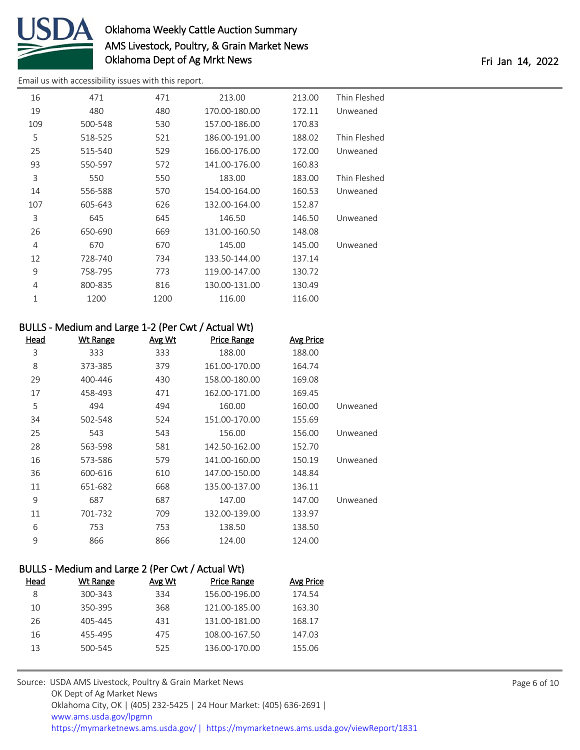Email us with accessibility issues with this report.

| Head | Wt Range | Avg Wt | Price Range | Avg Price | |
|---|---|---|---|---|---|
| 16 | 471 | 471 | 213.00 | 213.00 | Thin Fleshed |
| 19 | 480 | 480 | 170.00-180.00 | 172.11 | Unweaned |
| 109 | 500-548 | 530 | 157.00-186.00 | 170.83 | |
| 5 | 518-525 | 521 | 186.00-191.00 | 188.02 | Thin Fleshed |
| 25 | 515-540 | 529 | 166.00-176.00 | 172.00 | Unweaned |
| 93 | 550-597 | 572 | 141.00-176.00 | 160.83 | |
| 3 | 550 | 550 | 183.00 | 183.00 | Thin Fleshed |
| 14 | 556-588 | 570 | 154.00-164.00 | 160.53 | Unweaned |
| 107 | 605-643 | 626 | 132.00-164.00 | 152.87 | |
| 3 | 645 | 645 | 146.50 | 146.50 | Unweaned |
| 26 | 650-690 | 669 | 131.00-160.50 | 148.08 | |
| 4 | 670 | 670 | 145.00 | 145.00 | Unweaned |
| 12 | 728-740 | 734 | 133.50-144.00 | 137.14 | |
| 9 | 758-795 | 773 | 119.00-147.00 | 130.72 | |
| 4 | 800-835 | 816 | 130.00-131.00 | 130.49 | |
| 1 | 1200 | 1200 | 116.00 | 116.00 | |

## BULLS - Medium and Large 1-2 (Per Cwt / Actual Wt)

| Head | Wt Range | Avg Wt | Price Range | Avg Price | |
|---|---|---|---|---|---|
| 3 | 333 | 333 | 188.00 | 188.00 | |
| 8 | 373-385 | 379 | 161.00-170.00 | 164.74 | |
| 29 | 400-446 | 430 | 158.00-180.00 | 169.08 | |
| 17 | 458-493 | 471 | 162.00-171.00 | 169.45 | |
| 5 | 494 | 494 | 160.00 | 160.00 | Unweaned |
| 34 | 502-548 | 524 | 151.00-170.00 | 155.69 | |
| 25 | 543 | 543 | 156.00 | 156.00 | Unweaned |
| 28 | 563-598 | 581 | 142.50-162.00 | 152.70 | |
| 16 | 573-586 | 579 | 141.00-160.00 | 150.19 | Unweaned |
| 36 | 600-616 | 610 | 147.00-150.00 | 148.84 | |
| 11 | 651-682 | 668 | 135.00-137.00 | 136.11 | |
| 9 | 687 | 687 | 147.00 | 147.00 | Unweaned |
| 11 | 701-732 | 709 | 132.00-139.00 | 133.97 | |
| 6 | 753 | 753 | 138.50 | 138.50 | |
| 9 | 866 | 866 | 124.00 | 124.00 | |

## BULLS - Medium and Large 2 (Per Cwt / Actual Wt)

| Head | Wt Range | Avg Wt | Price Range | Avg Price |
|---|---|---|---|---|
| 8 | 300-343 | 334 | 156.00-196.00 | 174.54 |
| 10 | 350-395 | 368 | 121.00-185.00 | 163.30 |
| 26 | 405-445 | 431 | 131.00-181.00 | 168.17 |
| 16 | 455-495 | 475 | 108.00-167.50 | 147.03 |
| 13 | 500-545 | 525 | 136.00-170.00 | 155.06 |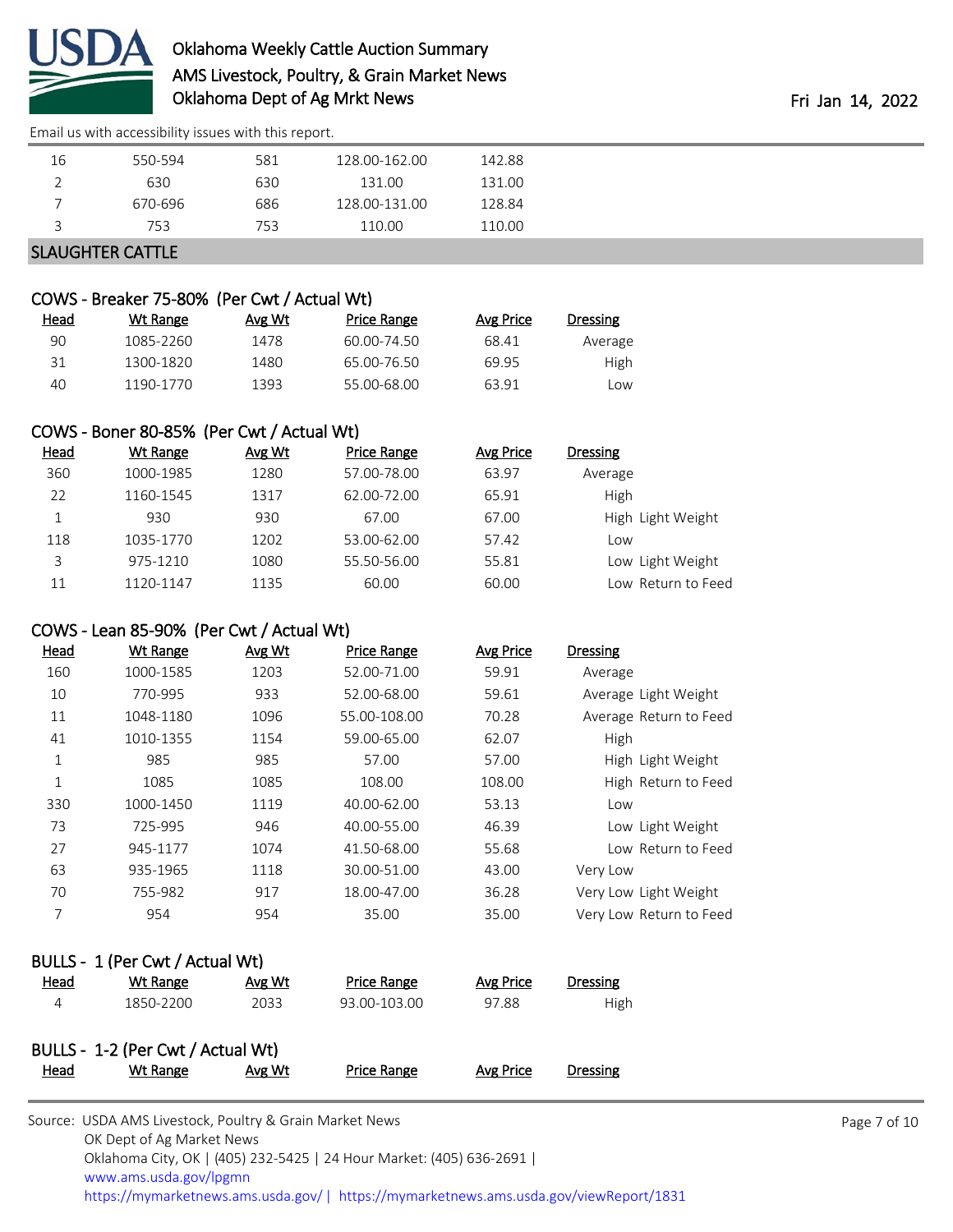Email us with accessibility issues with this report.

| | | | | |
|---|---|---|---|---|
| 16 | 550-594 | 581 | 128.00-162.00 | 142.88 |
| 2 | 630 | 630 | 131.00 | 131.00 |
| 7 | 670-696 | 686 | 128.00-131.00 | 128.84 |
| 3 | 753 | 753 | 110.00 | 110.00 |

## SLAUGHTER CATTLE

### COWS - Breaker 75-80% (Per Cwt / Actual Wt)

| Head | Wt Range | Avg Wt | Price Range | Avg Price | Dressing |
|---|---|---|---|---|---|
| 90 | 1085-2260 | 1478 | 60.00-74.50 | 68.41 | Average |
| 31 | 1300-1820 | 1480 | 65.00-76.50 | 69.95 | High |
| 40 | 1190-1770 | 1393 | 55.00-68.00 | 63.91 | Low |

### COWS - Boner 80-85% (Per Cwt / Actual Wt)

| Head | Wt Range | Avg Wt | Price Range | Avg Price | Dressing |
|---|---|---|---|---|---|
| 360 | 1000-1985 | 1280 | 57.00-78.00 | 63.97 | Average |
| 22 | 1160-1545 | 1317 | 62.00-72.00 | 65.91 | High |
| 1 | 930 | 930 | 67.00 | 67.00 | High Light Weight |
| 118 | 1035-1770 | 1202 | 53.00-62.00 | 57.42 | Low |
| 3 | 975-1210 | 1080 | 55.50-56.00 | 55.81 | Low Light Weight |
| 11 | 1120-1147 | 1135 | 60.00 | 60.00 | Low Return to Feed |

### COWS - Lean 85-90% (Per Cwt / Actual Wt)

| Head | Wt Range | Avg Wt | Price Range | Avg Price | Dressing |
|---|---|---|---|---|---|
| 160 | 1000-1585 | 1203 | 52.00-71.00 | 59.91 | Average |
| 10 | 770-995 | 933 | 52.00-68.00 | 59.61 | Average Light Weight |
| 11 | 1048-1180 | 1096 | 55.00-108.00 | 70.28 | Average Return to Feed |
| 41 | 1010-1355 | 1154 | 59.00-65.00 | 62.07 | High |
| 1 | 985 | 985 | 57.00 | 57.00 | High Light Weight |
| 1 | 1085 | 1085 | 108.00 | 108.00 | High Return to Feed |
| 330 | 1000-1450 | 1119 | 40.00-62.00 | 53.13 | Low |
| 73 | 725-995 | 946 | 40.00-55.00 | 46.39 | Low Light Weight |
| 27 | 945-1177 | 1074 | 41.50-68.00 | 55.68 | Low Return to Feed |
| 63 | 935-1965 | 1118 | 30.00-51.00 | 43.00 | Very Low |
| 70 | 755-982 | 917 | 18.00-47.00 | 36.28 | Very Low Light Weight |
| 7 | 954 | 954 | 35.00 | 35.00 | Very Low Return to Feed |

### BULLS - 1 (Per Cwt / Actual Wt)

| Head | Wt Range | Avg Wt | Price Range | Avg Price | Dressing |
|---|---|---|---|---|---|
| 4 | 1850-2200 | 2033 | 93.00-103.00 | 97.88 | High |

### BULLS - 1-2 (Per Cwt / Actual Wt)

| Head | Wt Range | Avg Wt | Price Range | Avg Price | Dressing |
|---|---|---|---|---|---|

Source: USDA AMS Livestock, Poultry & Grain Market News
OK Dept of Ag Market News
Oklahoma City, OK | (405) 232-5425 | 24 Hour Market: (405) 636-2691 |
www.ams.usda.gov/lpgmn
https://mymarketnews.ams.usda.gov/ | https://mymarketnews.ams.usda.gov/viewReport/1831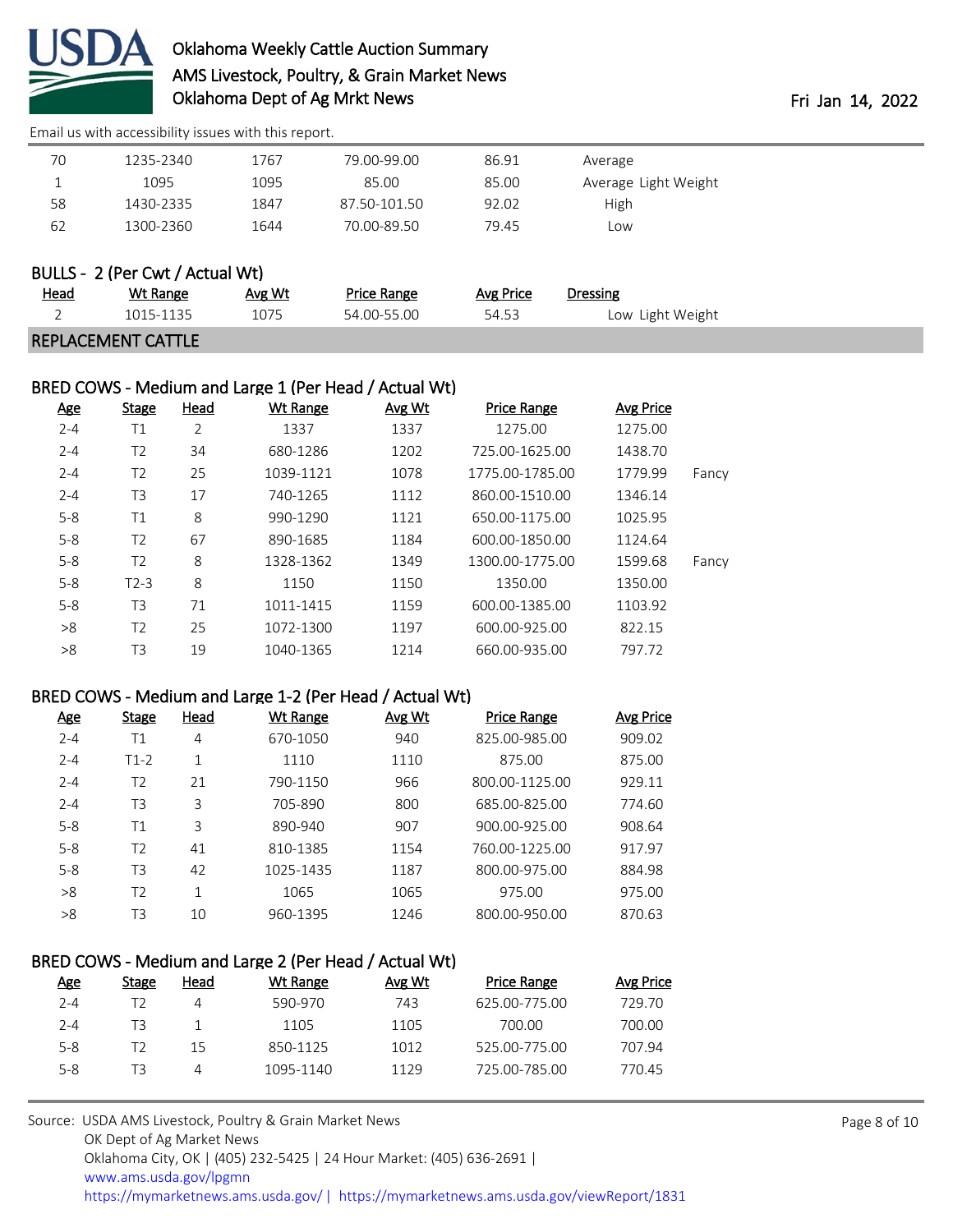| | | | | | |
|---|---|---|---|---|---|
| 70 | 1235-2340 | 1767 | 79.00-99.00 | 86.91 | Average |
| 1 | 1095 | 1095 | 85.00 | 85.00 | Average Light Weight |
| 58 | 1430-2335 | 1847 | 87.50-101.50 | 92.02 | High |
| 62 | 1300-2360 | 1644 | 70.00-89.50 | 79.45 | Low |

### BULLS - 2 (Per Cwt / Actual Wt)

| Head | Wt Range | Avg Wt | Price Range | Avg Price | Dressing |
|---|---|---|---|---|---|
| 2 | 1015-1135 | 1075 | 54.00-55.00 | 54.53 | Low Light Weight |

## REPLACEMENT CATTLE

### BRED COWS - Medium and Large 1 (Per Head / Actual Wt)

| Age | Stage | Head | Wt Range | Avg Wt | Price Range | Avg Price | |
|---|---|---|---|---|---|---|---|
| 2-4 | T1 | 2 | 1337 | 1337 | 1275.00 | 1275.00 | |
| 2-4 | T2 | 34 | 680-1286 | 1202 | 725.00-1625.00 | 1438.70 | |
| 2-4 | T2 | 25 | 1039-1121 | 1078 | 1775.00-1785.00 | 1779.99 | Fancy |
| 2-4 | T3 | 17 | 740-1265 | 1112 | 860.00-1510.00 | 1346.14 | |
| 5-8 | T1 | 8 | 990-1290 | 1121 | 650.00-1175.00 | 1025.95 | |
| 5-8 | T2 | 67 | 890-1685 | 1184 | 600.00-1850.00 | 1124.64 | |
| 5-8 | T2 | 8 | 1328-1362 | 1349 | 1300.00-1775.00 | 1599.68 | Fancy |
| 5-8 | T2-3 | 8 | 1150 | 1150 | 1350.00 | 1350.00 | |
| 5-8 | T3 | 71 | 1011-1415 | 1159 | 600.00-1385.00 | 1103.92 | |
| >8 | T2 | 25 | 1072-1300 | 1197 | 600.00-925.00 | 822.15 | |
| >8 | T3 | 19 | 1040-1365 | 1214 | 660.00-935.00 | 797.72 | |

### BRED COWS - Medium and Large 1-2 (Per Head / Actual Wt)

| Age | Stage | Head | Wt Range | Avg Wt | Price Range | Avg Price |
|---|---|---|---|---|---|---|
| 2-4 | T1 | 4 | 670-1050 | 940 | 825.00-985.00 | 909.02 |
| 2-4 | T1-2 | 1 | 1110 | 1110 | 875.00 | 875.00 |
| 2-4 | T2 | 21 | 790-1150 | 966 | 800.00-1125.00 | 929.11 |
| 2-4 | T3 | 3 | 705-890 | 800 | 685.00-825.00 | 774.60 |
| 5-8 | T1 | 3 | 890-940 | 907 | 900.00-925.00 | 908.64 |
| 5-8 | T2 | 41 | 810-1385 | 1154 | 760.00-1225.00 | 917.97 |
| 5-8 | T3 | 42 | 1025-1435 | 1187 | 800.00-975.00 | 884.98 |
| >8 | T2 | 1 | 1065 | 1065 | 975.00 | 975.00 |
| >8 | T3 | 10 | 960-1395 | 1246 | 800.00-950.00 | 870.63 |

### BRED COWS - Medium and Large 2 (Per Head / Actual Wt)

| Age | Stage | Head | Wt Range | Avg Wt | Price Range | Avg Price |
|---|---|---|---|---|---|---|
| 2-4 | T2 | 4 | 590-970 | 743 | 625.00-775.00 | 729.70 |
| 2-4 | T3 | 1 | 1105 | 1105 | 700.00 | 700.00 |
| 5-8 | T2 | 15 | 850-1125 | 1012 | 525.00-775.00 | 707.94 |
| 5-8 | T3 | 4 | 1095-1140 | 1129 | 725.00-785.00 | 770.45 |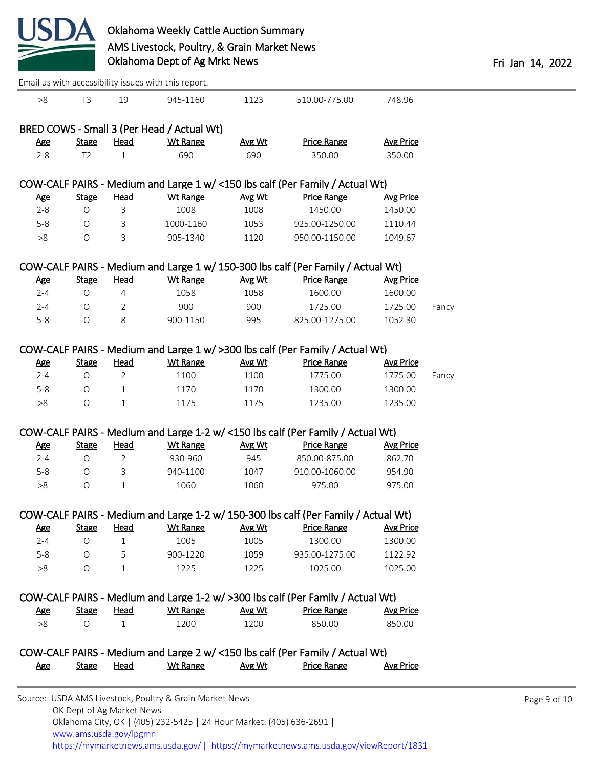Email us with accessibility issues with this report.

| >8 | T3 | 19 | 945-1160 | 1123 | 510.00-775.00 | 748.96 | |
|---|---|---|---|---|---|---|---|

### BRED COWS - Small 3 (Per Head / Actual Wt)

| Age | Stage | Head | Wt Range | Avg Wt | Price Range | Avg Price |
|---|---|---|---|---|---|---|
| 2-8 | T2 | 1 | 690 | 690 | 350.00 | 350.00 |

### COW-CALF PAIRS - Medium and Large 1 w/ <150 lbs calf (Per Family / Actual Wt)

| Age | Stage | Head | Wt Range | Avg Wt | Price Range | Avg Price |
|---|---|---|---|---|---|---|
| 2-8 | O | 3 | 1008 | 1008 | 1450.00 | 1450.00 |
| 5-8 | O | 3 | 1000-1160 | 1053 | 925.00-1250.00 | 1110.44 |
| >8 | O | 3 | 905-1340 | 1120 | 950.00-1150.00 | 1049.67 |

### COW-CALF PAIRS - Medium and Large 1 w/ 150-300 lbs calf (Per Family / Actual Wt)

| Age | Stage | Head | Wt Range | Avg Wt | Price Range | Avg Price | |
|---|---|---|---|---|---|---|---|
| 2-4 | O | 4 | 1058 | 1058 | 1600.00 | 1600.00 | |
| 2-4 | O | 2 | 900 | 900 | 1725.00 | 1725.00 | Fancy |
| 5-8 | O | 8 | 900-1150 | 995 | 825.00-1275.00 | 1052.30 | |

### COW-CALF PAIRS - Medium and Large 1 w/ >300 lbs calf (Per Family / Actual Wt)

| Age | Stage | Head | Wt Range | Avg Wt | Price Range | Avg Price | |
|---|---|---|---|---|---|---|---|
| 2-4 | O | 2 | 1100 | 1100 | 1775.00 | 1775.00 | Fancy |
| 5-8 | O | 1 | 1170 | 1170 | 1300.00 | 1300.00 | |
| >8 | O | 1 | 1175 | 1175 | 1235.00 | 1235.00 | |

### COW-CALF PAIRS - Medium and Large 1-2 w/ <150 lbs calf (Per Family / Actual Wt)

| Age | Stage | Head | Wt Range | Avg Wt | Price Range | Avg Price |
|---|---|---|---|---|---|---|
| 2-4 | O | 2 | 930-960 | 945 | 850.00-875.00 | 862.70 |
| 5-8 | O | 3 | 940-1100 | 1047 | 910.00-1060.00 | 954.90 |
| >8 | O | 1 | 1060 | 1060 | 975.00 | 975.00 |

### COW-CALF PAIRS - Medium and Large 1-2 w/ 150-300 lbs calf (Per Family / Actual Wt)

| Age | Stage | Head | Wt Range | Avg Wt | Price Range | Avg Price |
|---|---|---|---|---|---|---|
| 2-4 | O | 1 | 1005 | 1005 | 1300.00 | 1300.00 |
| 5-8 | O | 5 | 900-1220 | 1059 | 935.00-1275.00 | 1122.92 |
| >8 | O | 1 | 1225 | 1225 | 1025.00 | 1025.00 |

### COW-CALF PAIRS - Medium and Large 1-2 w/ >300 lbs calf (Per Family / Actual Wt)

| Age | Stage | Head | Wt Range | Avg Wt | Price Range | Avg Price |
|---|---|---|---|---|---|---|
| >8 | O | 1 | 1200 | 1200 | 850.00 | 850.00 |

### COW-CALF PAIRS - Medium and Large 2 w/ <150 lbs calf (Per Family / Actual Wt)

| Age | Stage | Head | Wt Range | Avg Wt | Price Range | Avg Price |
|---|---|---|---|---|---|---|

Source: USDA AMS Livestock, Poultry & Grain Market News
OK Dept of Ag Market News
Oklahoma City, OK | (405) 232-5425 | 24 Hour Market: (405) 636-2691 |
www.ams.usda.gov/lpgmn
https://mymarketnews.ams.usda.gov/ | https://mymarketnews.ams.usda.gov/viewReport/1831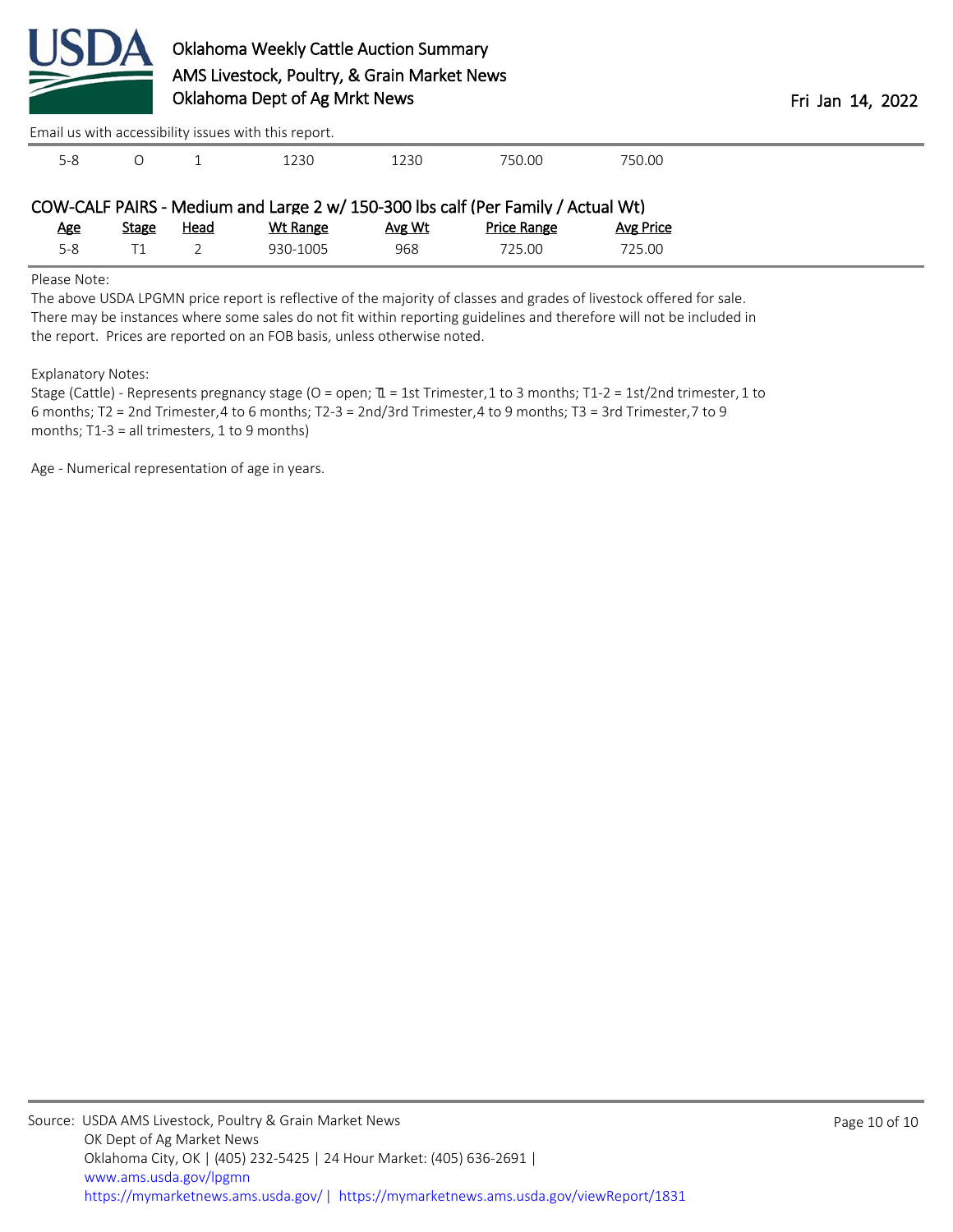Email us with accessibility issues with this report.

| | | | | | | |
|---|---|---|---|---|---|---|
| 5-8 | O | 1 | 1230 | 1230 | 750.00 | 750.00 |

### COW-CALF PAIRS - Medium and Large 2 w/ 150-300 lbs calf (Per Family / Actual Wt)

| Age | Stage | Head | Wt Range | Avg Wt | Price Range | Avg Price |
|---|---|---|---|---|---|---|
| 5-8 | T1 | 2 | 930-1005 | 968 | 725.00 | 725.00 |

Please Note:

The above USDA LPGMN price report is reflective of the majority of classes and grades of livestock offered for sale. There may be instances where some sales do not fit within reporting guidelines and therefore will not be included in the report. Prices are reported on an FOB basis, unless otherwise noted.

Explanatory Notes:

Stage (Cattle) - Represents pregnancy stage (O = open; T1 = 1st Trimester,1 to 3 months; T1-2 = 1st/2nd trimester, 1 to 6 months; T2 = 2nd Trimester,4 to 6 months; T2-3 = 2nd/3rd Trimester,4 to 9 months; T3 = 3rd Trimester,7 to 9 months; T1-3 = all trimesters, 1 to 9 months)

Age - Numerical representation of age in years.

Source: USDA AMS Livestock, Poultry & Grain Market News
OK Dept of Ag Market News
Oklahoma City, OK | (405) 232-5425 | 24 Hour Market: (405) 636-2691 |
www.ams.usda.gov/lpgmn
https://mymarketnews.ams.usda.gov/ | https://mymarketnews.ams.usda.gov/viewReport/1831